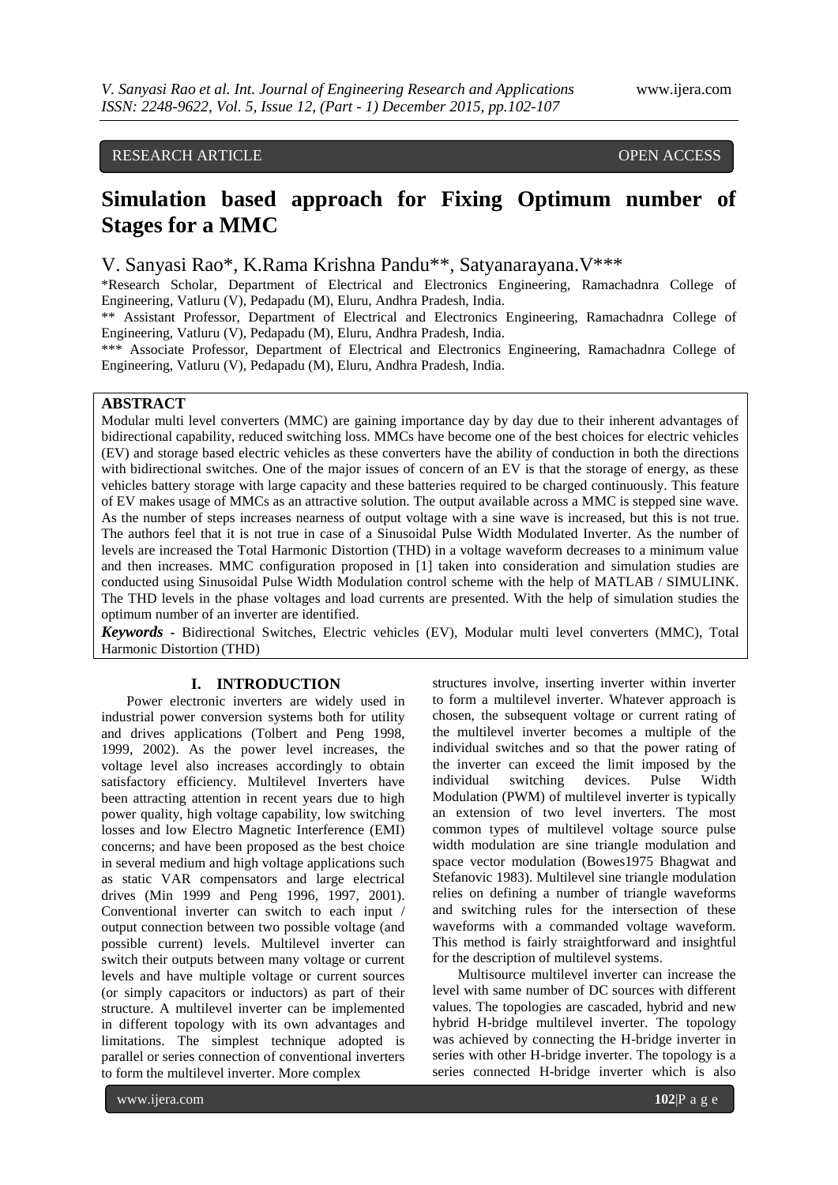RESEARCH ARTICLE OPEN ACCESS

# Simulation based approach for Fixing Optimum number of Stages for a MMC

V. Sanyasi Rao*, K.Rama Krishna Pandu**, Satyanarayana.V***

*Research Scholar, Department of Electrical and Electronics Engineering, Ramachadnra College of Engineering, Vatluru (V), Pedapadu (M), Eluru, Andhra Pradesh, India.

** Assistant Professor, Department of Electrical and Electronics Engineering, Ramachadnra College of Engineering, Vatluru (V), Pedapadu (M), Eluru, Andhra Pradesh, India.

*** Associate Professor, Department of Electrical and Electronics Engineering, Ramachadnra College of Engineering, Vatluru (V), Pedapadu (M), Eluru, Andhra Pradesh, India.

## ABSTRACT

Modular multi level converters (MMC) are gaining importance day by day due to their inherent advantages of bidirectional capability, reduced switching loss. MMCs have become one of the best choices for electric vehicles (EV) and storage based electric vehicles as these converters have the ability of conduction in both the directions with bidirectional switches. One of the major issues of concern of an EV is that the storage of energy, as these vehicles battery storage with large capacity and these batteries required to be charged continuously. This feature of EV makes usage of MMCs as an attractive solution. The output available across a MMC is stepped sine wave. As the number of steps increases nearness of output voltage with a sine wave is increased, but this is not true. The authors feel that it is not true in case of a Sinusoidal Pulse Width Modulated Inverter. As the number of levels are increased the Total Harmonic Distortion (THD) in a voltage waveform decreases to a minimum value and then increases. MMC configuration proposed in [1] taken into consideration and simulation studies are conducted using Sinusoidal Pulse Width Modulation control scheme with the help of MATLAB / SIMULINK. The THD levels in the phase voltages and load currents are presented. With the help of simulation studies the optimum number of an inverter are identified.

***Keywords*** - Bidirectional Switches, Electric vehicles (EV), Modular multi level converters (MMC), Total Harmonic Distortion (THD)

## I. INTRODUCTION

Power electronic inverters are widely used in industrial power conversion systems both for utility and drives applications (Tolbert and Peng 1998, 1999, 2002). As the power level increases, the voltage level also increases accordingly to obtain satisfactory efficiency. Multilevel Inverters have been attracting attention in recent years due to high power quality, high voltage capability, low switching losses and low Electro Magnetic Interference (EMI) concerns; and have been proposed as the best choice in several medium and high voltage applications such as static VAR compensators and large electrical drives (Min 1999 and Peng 1996, 1997, 2001). Conventional inverter can switch to each input / output connection between two possible voltage (and possible current) levels. Multilevel inverter can switch their outputs between many voltage or current levels and have multiple voltage or current sources (or simply capacitors or inductors) as part of their structure. A multilevel inverter can be implemented in different topology with its own advantages and limitations. The simplest technique adopted is parallel or series connection of conventional inverters to form the multilevel inverter. More complex structures involve, inserting inverter within inverter to form a multilevel inverter. Whatever approach is chosen, the subsequent voltage or current rating of the multilevel inverter becomes a multiple of the individual switches and so that the power rating of the inverter can exceed the limit imposed by the individual switching devices. Pulse Width Modulation (PWM) of multilevel inverter is typically an extension of two level inverters. The most common types of multilevel voltage source pulse width modulation are sine triangle modulation and space vector modulation (Bowes1975 Bhagwat and Stefanovic 1983). Multilevel sine triangle modulation relies on defining a number of triangle waveforms and switching rules for the intersection of these waveforms with a commanded voltage waveform. This method is fairly straightforward and insightful for the description of multilevel systems.

Multisource multilevel inverter can increase the level with same number of DC sources with different values. The topologies are cascaded, hybrid and new hybrid H-bridge multilevel inverter. The topology was achieved by connecting the H-bridge inverter in series with other H-bridge inverter. The topology is a series connected H-bridge inverter which is also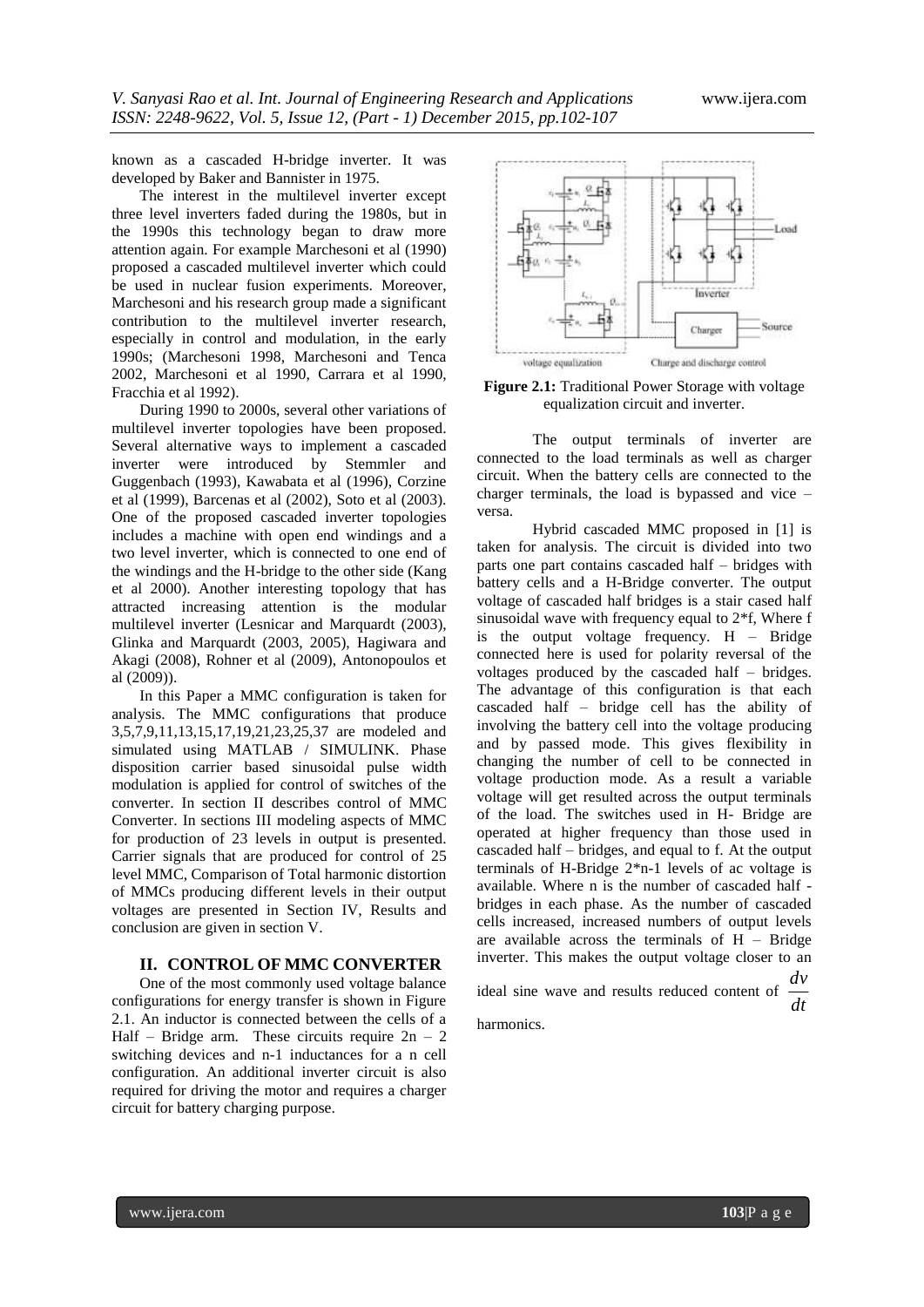known as a cascaded H-bridge inverter. It was developed by Baker and Bannister in 1975.

The interest in the multilevel inverter except three level inverters faded during the 1980s, but in the 1990s this technology began to draw more attention again. For example Marchesoni et al (1990) proposed a cascaded multilevel inverter which could be used in nuclear fusion experiments. Moreover, Marchesoni and his research group made a significant contribution to the multilevel inverter research, especially in control and modulation, in the early 1990s; (Marchesoni 1998, Marchesoni and Tenca 2002, Marchesoni et al 1990, Carrara et al 1990, Fracchia et al 1992).

During 1990 to 2000s, several other variations of multilevel inverter topologies have been proposed. Several alternative ways to implement a cascaded inverter were introduced by Stemmler and Guggenbach (1993), Kawabata et al (1996), Corzine et al (1999), Barcenas et al (2002), Soto et al (2003). One of the proposed cascaded inverter topologies includes a machine with open end windings and a two level inverter, which is connected to one end of the windings and the H-bridge to the other side (Kang et al 2000). Another interesting topology that has attracted increasing attention is the modular multilevel inverter (Lesnicar and Marquardt (2003), Glinka and Marquardt (2003, 2005), Hagiwara and Akagi (2008), Rohner et al (2009), Antonopoulos et al (2009)).

In this Paper a MMC configuration is taken for analysis. The MMC configurations that produce 3,5,7,9,11,13,15,17,19,21,23,25,37 are modeled and simulated using MATLAB / SIMULINK. Phase disposition carrier based sinusoidal pulse width modulation is applied for control of switches of the converter. In section II describes control of MMC Converter. In sections III modeling aspects of MMC for production of 23 levels in output is presented. Carrier signals that are produced for control of 25 level MMC, Comparison of Total harmonic distortion of MMCs producing different levels in their output voltages are presented in Section IV, Results and conclusion are given in section V.

## II. CONTROL OF MMC CONVERTER

One of the most commonly used voltage balance configurations for energy transfer is shown in Figure 2.1. An inductor is connected between the cells of a Half – Bridge arm. These circuits require 2n – 2 switching devices and n-1 inductances for a n cell configuration. An additional inverter circuit is also required for driving the motor and requires a charger circuit for battery charging purpose.

**Figure 2.1:** Traditional Power Storage with voltage equalization circuit and inverter.

The output terminals of inverter are connected to the load terminals as well as charger circuit. When the battery cells are connected to the charger terminals, the load is bypassed and vice – versa.

Hybrid cascaded MMC proposed in [1] is taken for analysis. The circuit is divided into two parts one part contains cascaded half – bridges with battery cells and a H-Bridge converter. The output voltage of cascaded half bridges is a stair cased half sinusoidal wave with frequency equal to 2*f, Where f is the output voltage frequency. H – Bridge connected here is used for polarity reversal of the voltages produced by the cascaded half – bridges. The advantage of this configuration is that each cascaded half – bridge cell has the ability of involving the battery cell into the voltage producing and by passed mode. This gives flexibility in changing the number of cell to be connected in voltage production mode. As a result a variable voltage will get resulted across the output terminals of the load. The switches used in H- Bridge are operated at higher frequency than those used in cascaded half – bridges, and equal to f. At the output terminals of H-Bridge 2*n-1 levels of ac voltage is available. Where n is the number of cascaded half - bridges in each phase. As the number of cascaded cells increased, increased numbers of output levels are available across the terminals of H – Bridge inverter. This makes the output voltage closer to an ideal sine wave and results reduced content of $\frac{dv}{dt}$ harmonics.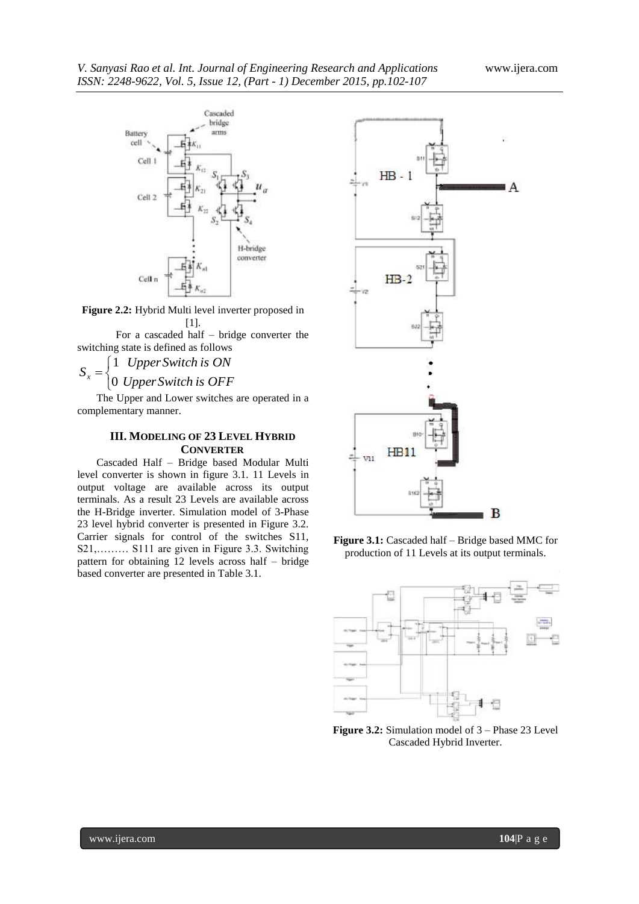**Figure 2.2:** Hybrid Multi level inverter proposed in [1].

For a cascaded half – bridge converter the switching state is defined as follows

$$S_x = \begin{cases} 1 & Upper\,Switch\,is\,ON \\ 0 & Upper\,Switch\,is\,OFF \end{cases}$$

The Upper and Lower switches are operated in a complementary manner.

## III. MODELING OF 23 LEVEL HYBRID CONVERTER

Cascaded Half – Bridge based Modular Multi level converter is shown in figure 3.1. 11 Levels in output voltage are available across its output terminals. As a result 23 Levels are available across the H-Bridge inverter. Simulation model of 3-Phase 23 level hybrid converter is presented in Figure 3.2. Carrier signals for control of the switches S11, S21,……… S111 are given in Figure 3.3. Switching pattern for obtaining 12 levels across half – bridge based converter are presented in Table 3.1.

**Figure 3.1:** Cascaded half – Bridge based MMC for production of 11 Levels at its output terminals.

**Figure 3.2:** Simulation model of 3 – Phase 23 Level Cascaded Hybrid Inverter.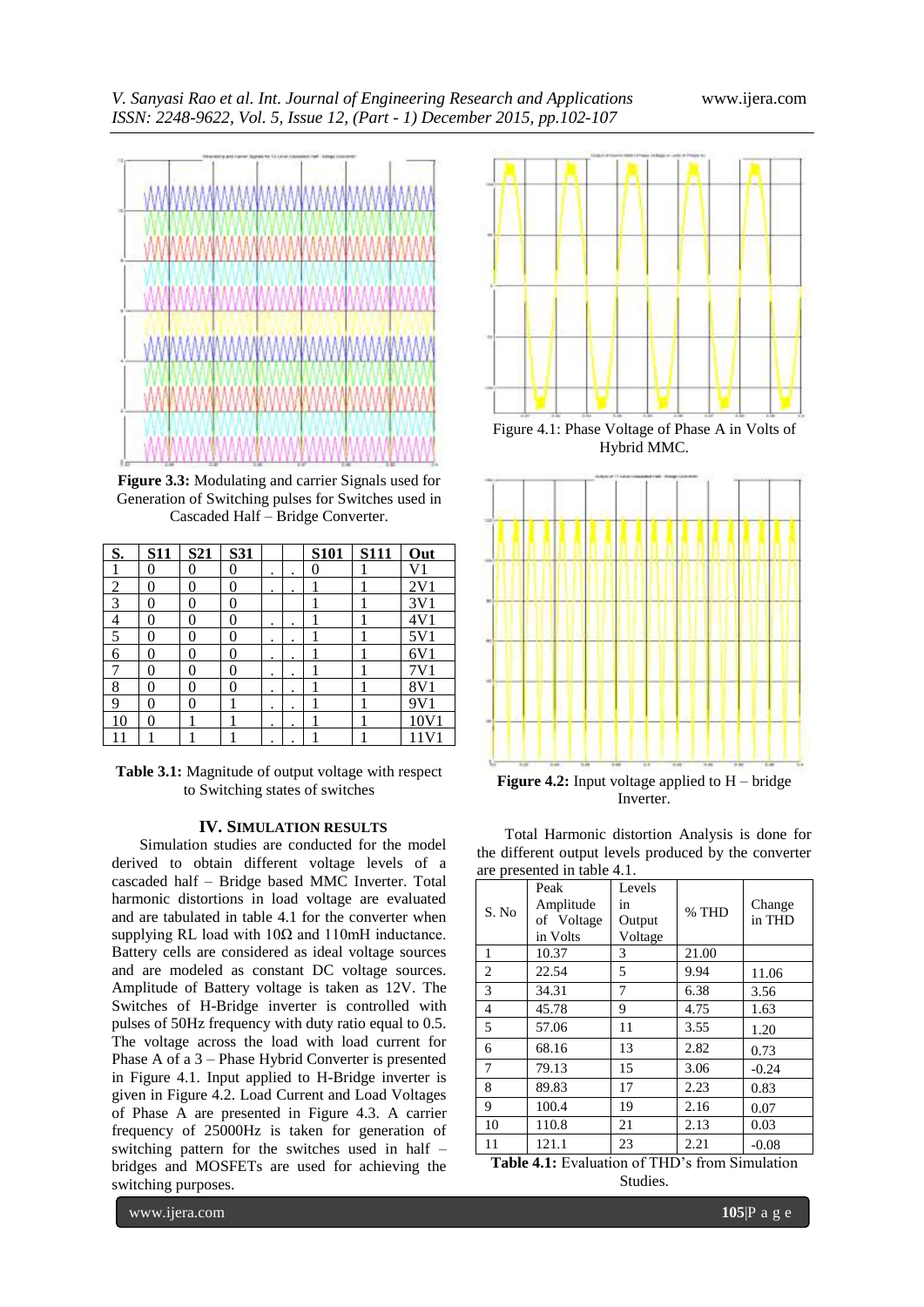Figure 3.3: Modulating and carrier Signals used for Generation of Switching pulses for Switches used in Cascaded Half – Bridge Converter.

| S. | S11 | S21 | S31 | | | S101 | S111 | Out |
|---|---|---|---|---|---|---|---|---|
| 1 | 0 | 0 | 0 | . | . | 0 | 1 | V1 |
| 2 | 0 | 0 | 0 | . | . | 1 | 1 | 2V1 |
| 3 | 0 | 0 | 0 | | | 1 | 1 | 3V1 |
| 4 | 0 | 0 | 0 | . | . | 1 | 1 | 4V1 |
| 5 | 0 | 0 | 0 | . | . | 1 | 1 | 5V1 |
| 6 | 0 | 0 | 0 | . | . | 1 | 1 | 6V1 |
| 7 | 0 | 0 | 0 | . | . | 1 | 1 | 7V1 |
| 8 | 0 | 0 | 0 | . | . | 1 | 1 | 8V1 |
| 9 | 0 | 0 | 1 | . | . | 1 | 1 | 9V1 |
| 10 | 0 | 1 | 1 | . | . | 1 | 1 | 10V1 |
| 11 | 1 | 1 | 1 | . | . | 1 | 1 | 11V1 |

**Table 3.1:** Magnitude of output voltage with respect to Switching states of switches

## IV. SIMULATION RESULTS

Simulation studies are conducted for the model derived to obtain different voltage levels of a cascaded half – Bridge based MMC Inverter. Total harmonic distortions in load voltage are evaluated and are tabulated in table 4.1 for the converter when supplying RL load with 10Ω and 110mH inductance. Battery cells are considered as ideal voltage sources and are modeled as constant DC voltage sources. Amplitude of Battery voltage is taken as 12V. The Switches of H-Bridge inverter is controlled with pulses of 50Hz frequency with duty ratio equal to 0.5. The voltage across the load with load current for Phase A of a 3 – Phase Hybrid Converter is presented in Figure 4.1. Input applied to H-Bridge inverter is given in Figure 4.2. Load Current and Load Voltages of Phase A are presented in Figure 4.3. A carrier frequency of 25000Hz is taken for generation of switching pattern for the switches used in half – bridges and MOSFETs are used for achieving the switching purposes.

Figure 4.1: Phase Voltage of Phase A in Volts of Hybrid MMC.

**Figure 4.2:** Input voltage applied to H – bridge Inverter.

Total Harmonic distortion Analysis is done for the different output levels produced by the converter are presented in table 4.1.

| S. No | Peak Amplitude of Voltage in Volts | Levels in Output Voltage | % THD | Change in THD |
|---|---|---|---|---|
| 1 | 10.37 | 3 | 21.00 | |
| 2 | 22.54 | 5 | 9.94 | 11.06 |
| 3 | 34.31 | 7 | 6.38 | 3.56 |
| 4 | 45.78 | 9 | 4.75 | 1.63 |
| 5 | 57.06 | 11 | 3.55 | 1.20 |
| 6 | 68.16 | 13 | 2.82 | 0.73 |
| 7 | 79.13 | 15 | 3.06 | -0.24 |
| 8 | 89.83 | 17 | 2.23 | 0.83 |
| 9 | 100.4 | 19 | 2.16 | 0.07 |
| 10 | 110.8 | 21 | 2.13 | 0.03 |
| 11 | 121.1 | 23 | 2.21 | -0.08 |

**Table 4.1:** Evaluation of THD's from Simulation Studies.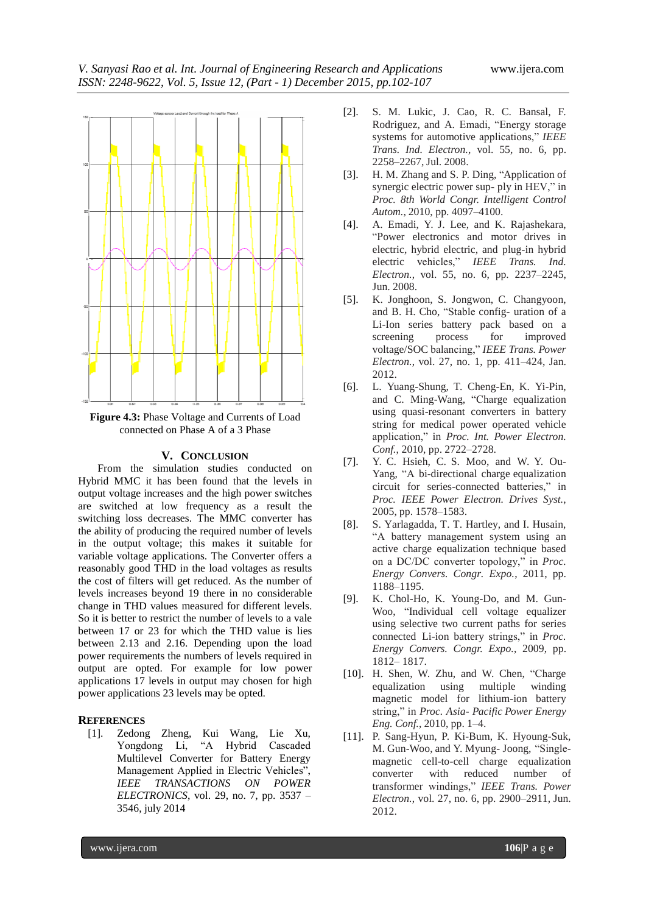Figure 4.3: Phase Voltage and Currents of Load connected on Phase A of a 3 Phase

## V. Conclusion

From the simulation studies conducted on Hybrid MMC it has been found that the levels in output voltage increases and the high power switches are switched at low frequency as a result the switching loss decreases. The MMC converter has the ability of producing the required number of levels in the output voltage; this makes it suitable for variable voltage applications. The Converter offers a reasonably good THD in the load voltages as results the cost of filters will get reduced. As the number of levels increases beyond 19 there in no considerable change in THD values measured for different levels. So it is better to restrict the number of levels to a vale between 17 or 23 for which the THD value is lies between 2.13 and 2.16. Depending upon the load power requirements the numbers of levels required in output are opted. For example for low power applications 17 levels in output may chosen for high power applications 23 levels may be opted.

## References

[1]. Zedong Zheng, Kui Wang, Lie Xu, Yongdong Li, "A Hybrid Cascaded Multilevel Converter for Battery Energy Management Applied in Electric Vehicles", *IEEE TRANSACTIONS ON POWER ELECTRONICS*, vol. 29, no. 7, pp. 3537 – 3546, july 2014

[2]. S. M. Lukic, J. Cao, R. C. Bansal, F. Rodriguez, and A. Emadi, "Energy storage systems for automotive applications," *IEEE Trans. Ind. Electron.*, vol. 55, no. 6, pp. 2258–2267, Jul. 2008.

[3]. H. M. Zhang and S. P. Ding, "Application of synergic electric power sup- ply in HEV," in *Proc. 8th World Congr. Intelligent Control Autom.*, 2010, pp. 4097–4100.

[4]. A. Emadi, Y. J. Lee, and K. Rajashekara, "Power electronics and motor drives in electric, hybrid electric, and plug-in hybrid electric vehicles," *IEEE Trans. Ind. Electron.*, vol. 55, no. 6, pp. 2237–2245, Jun. 2008.

[5]. K. Jonghoon, S. Jongwon, C. Changyoon, and B. H. Cho, "Stable config- uration of a Li-Ion series battery pack based on a screening process for improved voltage/SOC balancing," *IEEE Trans. Power Electron.*, vol. 27, no. 1, pp. 411–424, Jan. 2012.

[6]. L. Yuang-Shung, T. Cheng-En, K. Yi-Pin, and C. Ming-Wang, "Charge equalization using quasi-resonant converters in battery string for medical power operated vehicle application," in *Proc. Int. Power Electron. Conf.*, 2010, pp. 2722–2728.

[7]. Y. C. Hsieh, C. S. Moo, and W. Y. Ou-Yang, "A bi-directional charge equalization circuit for series-connected batteries," in *Proc. IEEE Power Electron. Drives Syst.*, 2005, pp. 1578–1583.

[8]. S. Yarlagadda, T. T. Hartley, and I. Husain, "A battery management system using an active charge equalization technique based on a DC/DC converter topology," in *Proc. Energy Convers. Congr. Expo.*, 2011, pp. 1188–1195.

[9]. K. Chol-Ho, K. Young-Do, and M. Gun-Woo, "Individual cell voltage equalizer using selective two current paths for series connected Li-ion battery strings," in *Proc. Energy Convers. Congr. Expo.*, 2009, pp. 1812– 1817.

[10]. H. Shen, W. Zhu, and W. Chen, "Charge equalization using multiple winding magnetic model for lithium-ion battery string," in *Proc. Asia- Pacific Power Energy Eng. Conf.*, 2010, pp. 1–4.

[11]. P. Sang-Hyun, P. Ki-Bum, K. Hyoung-Suk, M. Gun-Woo, and Y. Myung- Joong, "Single-magnetic cell-to-cell charge equalization converter with reduced number of transformer windings," *IEEE Trans. Power Electron.*, vol. 27, no. 6, pp. 2900–2911, Jun. 2012.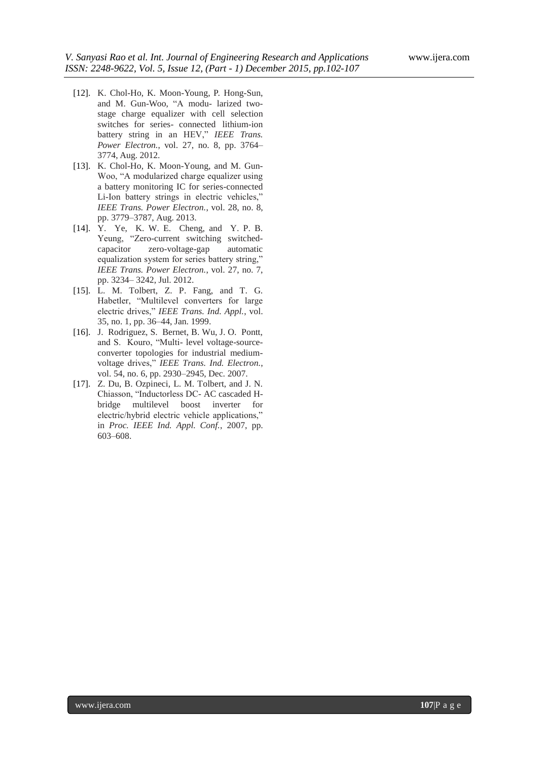[12]. K. Chol-Ho, K. Moon-Young, P. Hong-Sun, and M. Gun-Woo, "A modu- larized two-stage charge equalizer with cell selection switches for series- connected lithium-ion battery string in an HEV," *IEEE Trans. Power Electron.*, vol. 27, no. 8, pp. 3764–3774, Aug. 2012.

[13]. K. Chol-Ho, K. Moon-Young, and M. Gun-Woo, "A modularized charge equalizer using a battery monitoring IC for series-connected Li-Ion battery strings in electric vehicles," *IEEE Trans. Power Electron.*, vol. 28, no. 8, pp. 3779–3787, Aug. 2013.

[14]. Y. Ye, K. W. E. Cheng, and Y. P. B. Yeung, "Zero-current switching switched-capacitor zero-voltage-gap automatic equalization system for series battery string," *IEEE Trans. Power Electron.*, vol. 27, no. 7, pp. 3234– 3242, Jul. 2012.

[15]. L. M. Tolbert, Z. P. Fang, and T. G. Habetler, "Multilevel converters for large electric drives," *IEEE Trans. Ind. Appl.*, vol. 35, no. 1, pp. 36–44, Jan. 1999.

[16]. J. Rodriguez, S. Bernet, B. Wu, J. O. Pontt, and S. Kouro, "Multi- level voltage-source-converter topologies for industrial medium-voltage drives," *IEEE Trans. Ind. Electron.*, vol. 54, no. 6, pp. 2930–2945, Dec. 2007.

[17]. Z. Du, B. Ozpineci, L. M. Tolbert, and J. N. Chiasson, "Inductorless DC- AC cascaded H-bridge multilevel boost inverter for electric/hybrid electric vehicle applications," in *Proc. IEEE Ind. Appl. Conf.*, 2007, pp. 603–608.